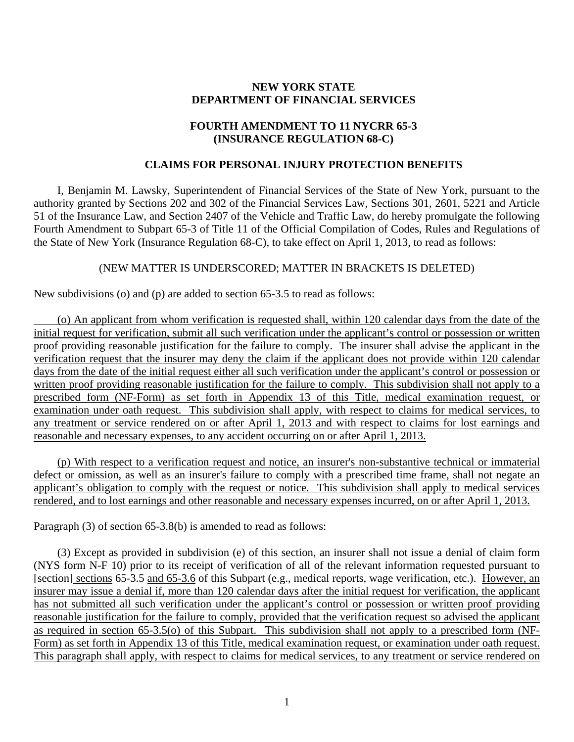**NEW YORK STATE**
**DEPARTMENT OF FINANCIAL SERVICES**

**FOURTH AMENDMENT TO 11 NYCRR 65-3**
**(INSURANCE REGULATION 68-C)**

**CLAIMS FOR PERSONAL INJURY PROTECTION BENEFITS**

I, Benjamin M. Lawsky, Superintendent of Financial Services of the State of New York, pursuant to the authority granted by Sections 202 and 302 of the Financial Services Law, Sections 301, 2601, 5221 and Article 51 of the Insurance Law, and Section 2407 of the Vehicle and Traffic Law, do hereby promulgate the following Fourth Amendment to Subpart 65-3 of Title 11 of the Official Compilation of Codes, Rules and Regulations of the State of New York (Insurance Regulation 68-C), to take effect on April 1, 2013, to read as follows:

(NEW MATTER IS UNDERSCORED; MATTER IN BRACKETS IS DELETED)

<u>New subdivisions (o) and (p) are added to section 65-3.5 to read as follows:</u>

<u>(o) An applicant from whom verification is requested shall, within 120 calendar days from the date of the initial request for verification, submit all such verification under the applicant's control or possession or written proof providing reasonable justification for the failure to comply. The insurer shall advise the applicant in the verification request that the insurer may deny the claim if the applicant does not provide within 120 calendar days from the date of the initial request either all such verification under the applicant's control or possession or written proof providing reasonable justification for the failure to comply. This subdivision shall not apply to a prescribed form (NF-Form) as set forth in Appendix 13 of this Title, medical examination request, or examination under oath request. This subdivision shall apply, with respect to claims for medical services, to any treatment or service rendered on or after April 1, 2013 and with respect to claims for lost earnings and reasonable and necessary expenses, to any accident occurring on or after April 1, 2013.</u>

<u>(p) With respect to a verification request and notice, an insurer's non-substantive technical or immaterial defect or omission, as well as an insurer's failure to comply with a prescribed time frame, shall not negate an applicant's obligation to comply with the request or notice. This subdivision shall apply to medical services rendered, and to lost earnings and other reasonable and necessary expenses incurred, on or after April 1, 2013.</u>

Paragraph (3) of section 65-3.8(b) is amended to read as follows:

(3) Except as provided in subdivision (e) of this section, an insurer shall not issue a denial of claim form (NYS form N-F 10) prior to its receipt of verification of all of the relevant information requested pursuant to [section] <u>sections</u> 65-3.5 <u>and 65-3.6</u> of this Subpart (e.g., medical reports, wage verification, etc.). <u>However, an insurer may issue a denial if, more than 120 calendar days after the initial request for verification, the applicant has not submitted all such verification under the applicant's control or possession or written proof providing reasonable justification for the failure to comply, provided that the verification request so advised the applicant as required in section 65-3.5(o) of this Subpart. This subdivision shall not apply to a prescribed form (NF-Form) as set forth in Appendix 13 of this Title, medical examination request, or examination under oath request. This paragraph shall apply, with respect to claims for medical services, to any treatment or service rendered on</u>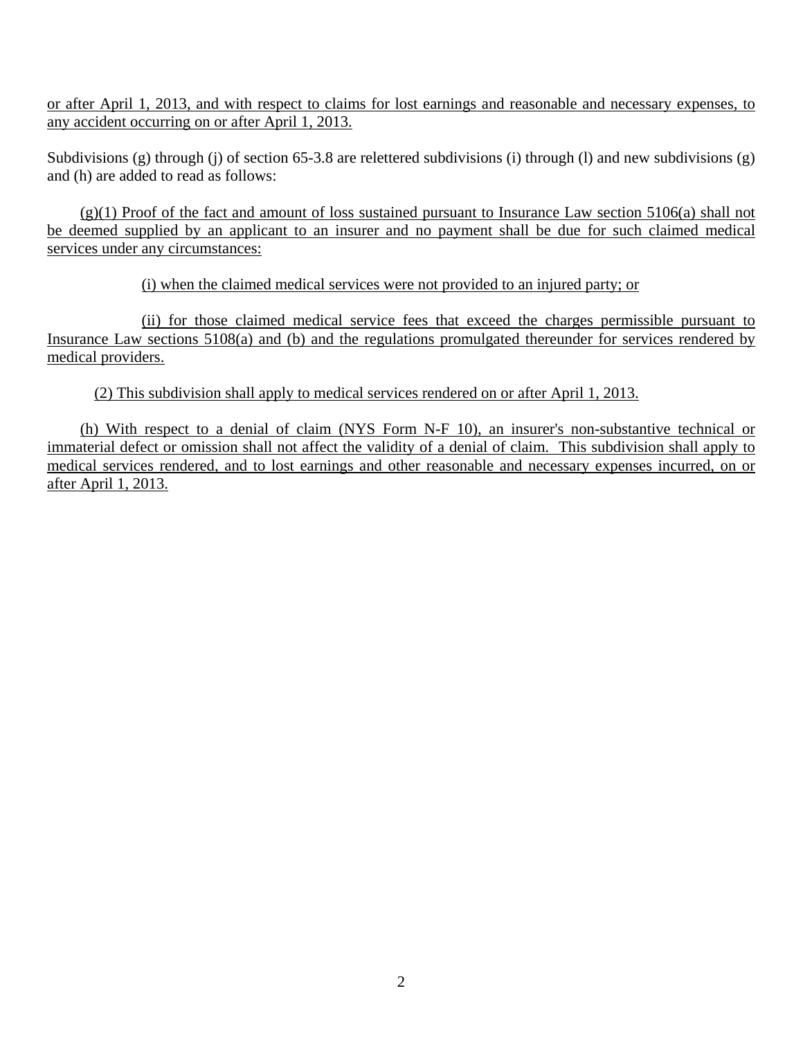or after April 1, 2013, and with respect to claims for lost earnings and reasonable and necessary expenses, to any accident occurring on or after April 1, 2013.

Subdivisions (g) through (j) of section 65-3.8 are relettered subdivisions (i) through (l) and new subdivisions (g) and (h) are added to read as follows:

(g)(1) Proof of the fact and amount of loss sustained pursuant to Insurance Law section 5106(a) shall not be deemed supplied by an applicant to an insurer and no payment shall be due for such claimed medical services under any circumstances:

(i) when the claimed medical services were not provided to an injured party; or

(ii) for those claimed medical service fees that exceed the charges permissible pursuant to Insurance Law sections 5108(a) and (b) and the regulations promulgated thereunder for services rendered by medical providers.

(2) This subdivision shall apply to medical services rendered on or after April 1, 2013.

(h) With respect to a denial of claim (NYS Form N-F 10), an insurer's non-substantive technical or immaterial defect or omission shall not affect the validity of a denial of claim. This subdivision shall apply to medical services rendered, and to lost earnings and other reasonable and necessary expenses incurred, on or after April 1, 2013.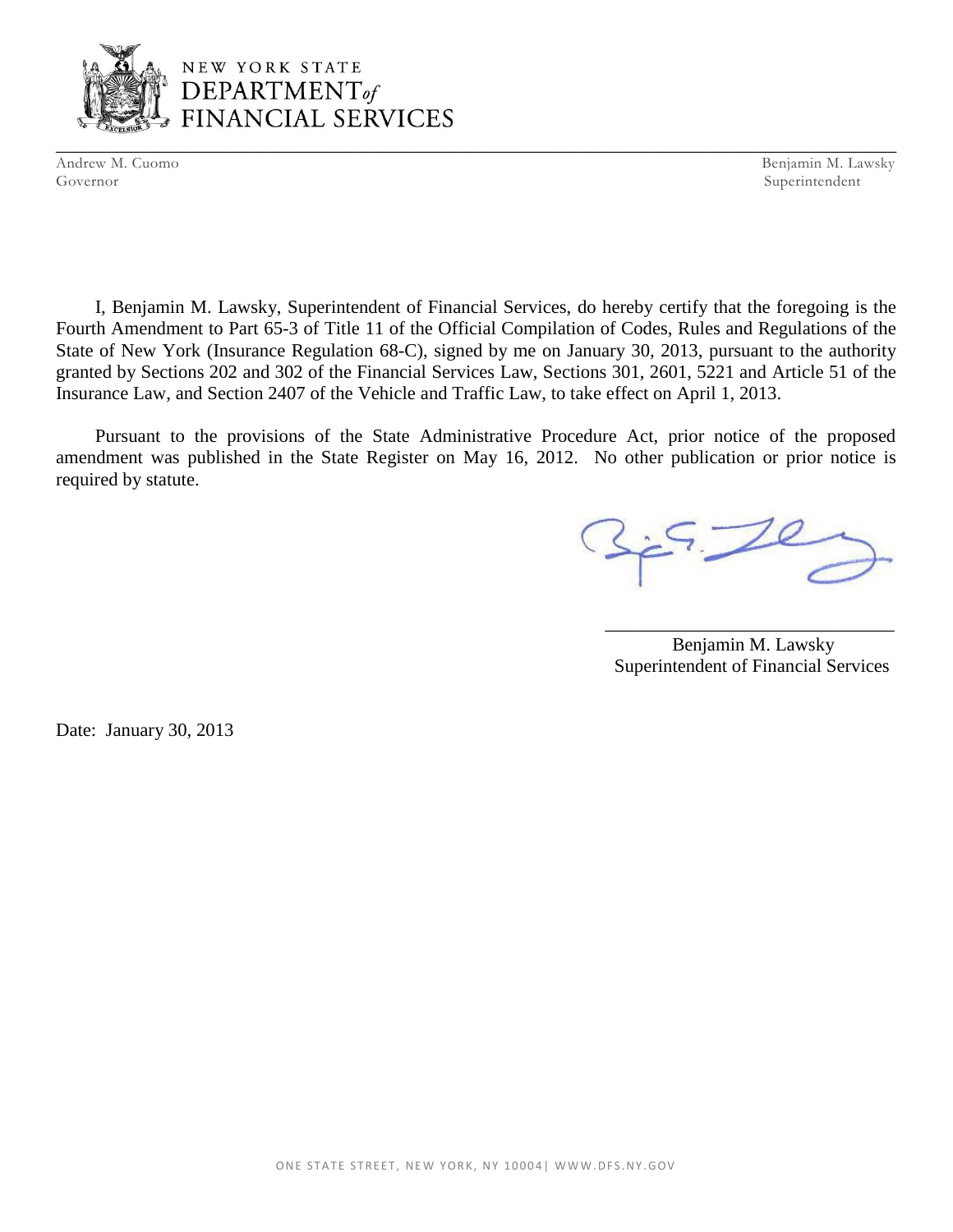NEW YORK STATE
DEPARTMENT *of*
FINANCIAL SERVICES

Andrew M. Cuomo
Governor

Benjamin M. Lawsky
Superintendent

I, Benjamin M. Lawsky, Superintendent of Financial Services, do hereby certify that the foregoing is the Fourth Amendment to Part 65-3 of Title 11 of the Official Compilation of Codes, Rules and Regulations of the State of New York (Insurance Regulation 68-C), signed by me on January 30, 2013, pursuant to the authority granted by Sections 202 and 302 of the Financial Services Law, Sections 301, 2601, 5221 and Article 51 of the Insurance Law, and Section 2407 of the Vehicle and Traffic Law, to take effect on April 1, 2013.

Pursuant to the provisions of the State Administrative Procedure Act, prior notice of the proposed amendment was published in the State Register on May 16, 2012. No other publication or prior notice is required by statute.

\_\_\_\_\_\_\_\_\_\_\_\_\_\_\_\_\_\_\_\_\_\_\_\_\_\_\_\_\_\_
Benjamin M. Lawsky
Superintendent of Financial Services

Date: January 30, 2013

ONE STATE STREET, NEW YORK, NY 10004| WWW.DFS.NY.GOV